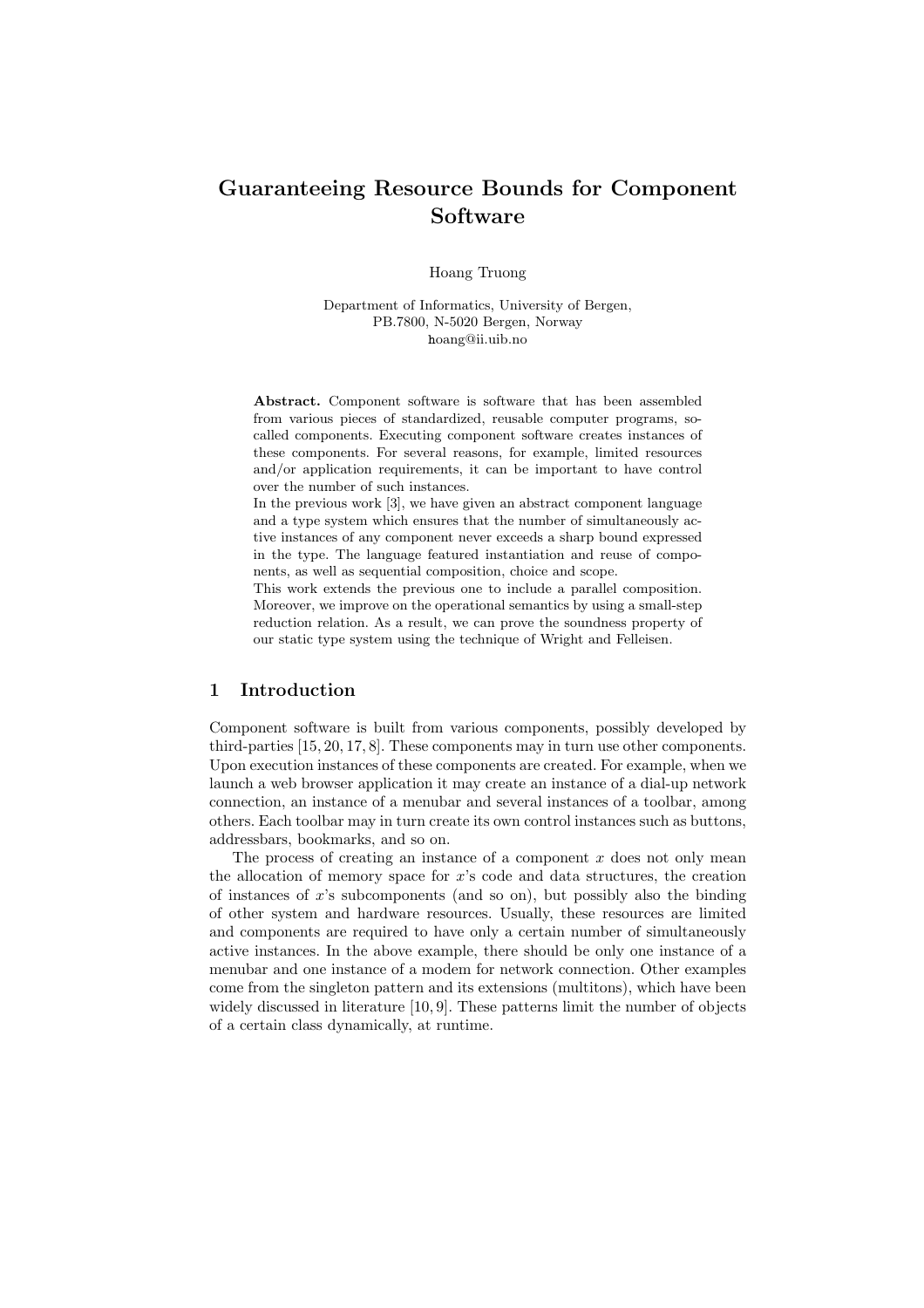# Guaranteeing Resource Bounds for Component Software

Hoang Truong

Department of Informatics, University of Bergen,
PB.7800, N-5020 Bergen, Norway
hoang@ii.uib.no

**Abstract.** Component software is software that has been assembled from various pieces of standardized, reusable computer programs, so-called components. Executing component software creates instances of these components. For several reasons, for example, limited resources and/or application requirements, it can be important to have control over the number of such instances.

In the previous work [3], we have given an abstract component language and a type system which ensures that the number of simultaneously active instances of any component never exceeds a sharp bound expressed in the type. The language featured instantiation and reuse of components, as well as sequential composition, choice and scope.

This work extends the previous one to include a parallel composition. Moreover, we improve on the operational semantics by using a small-step reduction relation. As a result, we can prove the soundness property of our static type system using the technique of Wright and Felleisen.

## 1 Introduction

Component software is built from various components, possibly developed by third-parties [15, 20, 17, 8]. These components may in turn use other components. Upon execution instances of these components are created. For example, when we launch a web browser application it may create an instance of a dial-up network connection, an instance of a menubar and several instances of a toolbar, among others. Each toolbar may in turn create its own control instances such as buttons, addressbars, bookmarks, and so on.

The process of creating an instance of a component $x$ does not only mean the allocation of memory space for $x$'s code and data structures, the creation of instances of $x$'s subcomponents (and so on), but possibly also the binding of other system and hardware resources. Usually, these resources are limited and components are required to have only a certain number of simultaneously active instances. In the above example, there should be only one instance of a menubar and one instance of a modem for network connection. Other examples come from the singleton pattern and its extensions (multitons), which have been widely discussed in literature [10, 9]. These patterns limit the number of objects of a certain class dynamically, at runtime.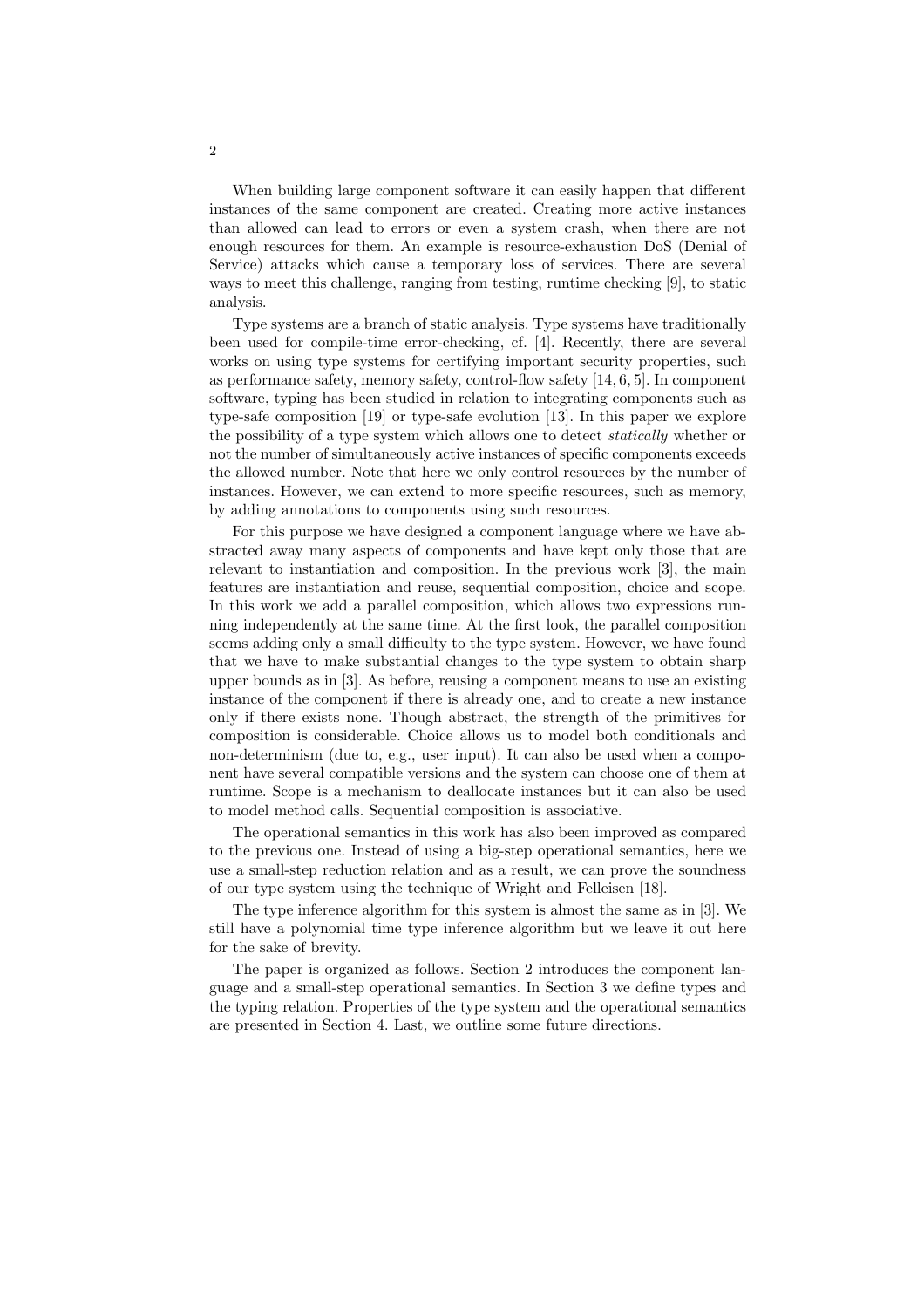When building large component software it can easily happen that different instances of the same component are created. Creating more active instances than allowed can lead to errors or even a system crash, when there are not enough resources for them. An example is resource-exhaustion DoS (Denial of Service) attacks which cause a temporary loss of services. There are several ways to meet this challenge, ranging from testing, runtime checking [9], to static analysis.

Type systems are a branch of static analysis. Type systems have traditionally been used for compile-time error-checking, cf. [4]. Recently, there are several works on using type systems for certifying important security properties, such as performance safety, memory safety, control-flow safety [14, 6, 5]. In component software, typing has been studied in relation to integrating components such as type-safe composition [19] or type-safe evolution [13]. In this paper we explore the possibility of a type system which allows one to detect *statically* whether or not the number of simultaneously active instances of specific components exceeds the allowed number. Note that here we only control resources by the number of instances. However, we can extend to more specific resources, such as memory, by adding annotations to components using such resources.

For this purpose we have designed a component language where we have abstracted away many aspects of components and have kept only those that are relevant to instantiation and composition. In the previous work [3], the main features are instantiation and reuse, sequential composition, choice and scope. In this work we add a parallel composition, which allows two expressions running independently at the same time. At the first look, the parallel composition seems adding only a small difficulty to the type system. However, we have found that we have to make substantial changes to the type system to obtain sharp upper bounds as in [3]. As before, reusing a component means to use an existing instance of the component if there is already one, and to create a new instance only if there exists none. Though abstract, the strength of the primitives for composition is considerable. Choice allows us to model both conditionals and non-determinism (due to, e.g., user input). It can also be used when a component have several compatible versions and the system can choose one of them at runtime. Scope is a mechanism to deallocate instances but it can also be used to model method calls. Sequential composition is associative.

The operational semantics in this work has also been improved as compared to the previous one. Instead of using a big-step operational semantics, here we use a small-step reduction relation and as a result, we can prove the soundness of our type system using the technique of Wright and Felleisen [18].

The type inference algorithm for this system is almost the same as in [3]. We still have a polynomial time type inference algorithm but we leave it out here for the sake of brevity.

The paper is organized as follows. Section 2 introduces the component language and a small-step operational semantics. In Section 3 we define types and the typing relation. Properties of the type system and the operational semantics are presented in Section 4. Last, we outline some future directions.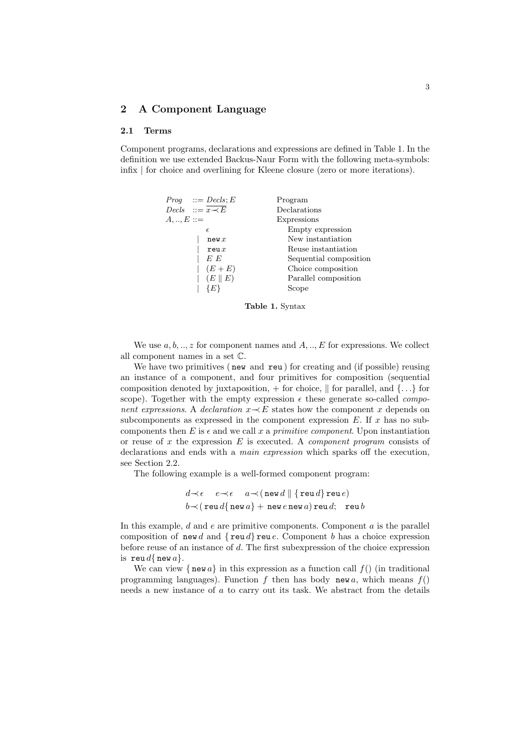## 2 A Component Language

### 2.1 Terms

Component programs, declarations and expressions are defined in Table 1. In the definition we use extended Backus-Naur Form with the following meta-symbols: infix | for choice and overlining for Kleene closure (zero or more iterations).

| | | |
|---|---|---|
| $Prog$ | $::= Decls; E$ | Program |
| $Decls$ | $::= \overline{x \prec E}$ | Declarations |
| $A, .., E$ | $::=$ | Expressions |
| | $\epsilon$ | Empty expression |
| | $\mid\ \texttt{new}\, x$ | New instantiation |
| | $\mid\ \texttt{reu}\, x$ | Reuse instantiation |
| | $\mid\ E\ E$ | Sequential composition |
| | $\mid\ (E + E)$ | Choice composition |
| | $\mid\ (E \parallel E)$ | Parallel composition |
| | $\mid\ \{E\}$ | Scope |

**Table 1.** Syntax

We use $a, b, .., z$ for component names and $A, .., E$ for expressions. We collect all component names in a set $\mathbb{C}$.

We have two primitives ( `new` and `reu` ) for creating and (if possible) reusing an instance of a component, and four primitives for composition (sequential composition denoted by juxtaposition, + for choice, $\parallel$ for parallel, and $\{\ldots\}$ for scope). Together with the empty expression $\epsilon$ these generate so-called *component expressions*. A *declaration* $x \prec E$ states how the component $x$ depends on subcomponents as expressed in the component expression $E$. If $x$ has no subcomponents then $E$ is $\epsilon$ and we call $x$ a *primitive component*. Upon instantiation or reuse of $x$ the expression $E$ is executed. A *component program* consists of declarations and ends with a *main expression* which sparks off the execution, see Section 2.2.

The following example is a well-formed component program:

$$d \prec \epsilon \quad e \prec \epsilon \quad a \prec (\texttt{new}\, d \parallel \{\texttt{reu}\, d\}\, \texttt{reu}\, e)$$
$$b \prec (\texttt{reu}\, d\{\texttt{new}\, a\} + \texttt{new}\, e\, \texttt{new}\, a)\, \texttt{reu}\, d; \quad \texttt{reu}\, b$$

In this example, $d$ and $e$ are primitive components. Component $a$ is the parallel composition of $\texttt{new}\, d$ and $\{\texttt{reu}\, d\}\, \texttt{reu}\, e$. Component $b$ has a choice expression before reuse of an instance of $d$. The first subexpression of the choice expression is $\texttt{reu}\, d\{\texttt{new}\, a\}$.

We can view $\{\texttt{new}\, a\}$ in this expression as a function call $f()$ (in traditional programming languages). Function $f$ then has body $\texttt{new}\, a$, which means $f()$ needs a new instance of $a$ to carry out its task. We abstract from the details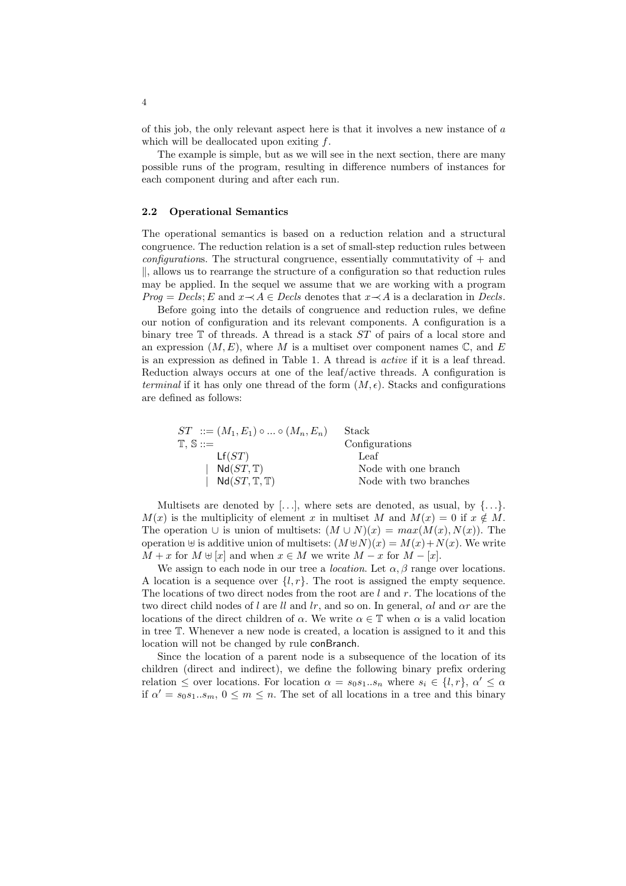of this job, the only relevant aspect here is that it involves a new instance of $a$ which will be deallocated upon exiting $f$.

The example is simple, but as we will see in the next section, there are many possible runs of the program, resulting in difference numbers of instances for each component during and after each run.

### 2.2 Operational Semantics

The operational semantics is based on a reduction relation and a structural congruence. The reduction relation is a set of small-step reduction rules between *configurations*. The structural congruence, essentially commutativity of $+$ and $\|$, allows us to rearrange the structure of a configuration so that reduction rules may be applied. In the sequel we assume that we are working with a program $Prog = Decls; E$ and $x \prec A \in Decls$ denotes that $x \prec A$ is a declaration in $Decls$.

Before going into the details of congruence and reduction rules, we define our notion of configuration and its relevant components. A configuration is a binary tree $\mathbb{T}$ of threads. A thread is a stack $ST$ of pairs of a local store and an expression $(M, E)$, where $M$ is a multiset over component names $\mathbb{C}$, and $E$ is an expression as defined in Table 1. A thread is *active* if it is a leaf thread. Reduction always occurs at one of the leaf/active threads. A configuration is *terminal* if it has only one thread of the form $(M, \epsilon)$. Stacks and configurations are defined as follows:

| | | |
|---|---|---|
| $ST$ | $::= (M_1, E_1) \circ ... \circ (M_n, E_n)$ | Stack |
| $\mathbb{T}, \mathbb{S}$ | $::=$ | Configurations |
| | $\mathsf{Lf}(ST)$ | Leaf |
| | $\mid\ \mathsf{Nd}(ST, \mathbb{T})$ | Node with one branch |
| | $\mid\ \mathsf{Nd}(ST, \mathbb{T}, \mathbb{T})$ | Node with two branches |

Multisets are denoted by $[\ldots]$, where sets are denoted, as usual, by $\{\ldots\}$. $M(x)$ is the multiplicity of element $x$ in multiset $M$ and $M(x) = 0$ if $x \notin M$. The operation $\cup$ is union of multisets: $(M \cup N)(x) = max(M(x), N(x))$. The operation $\uplus$ is additive union of multisets: $(M \uplus N)(x) = M(x) + N(x)$. We write $M + x$ for $M \uplus [x]$ and when $x \in M$ we write $M - x$ for $M - [x]$.

We assign to each node in our tree a *location*. Let $\alpha, \beta$ range over locations. A location is a sequence over $\{l, r\}$. The root is assigned the empty sequence. The locations of two direct nodes from the root are $l$ and $r$. The locations of the two direct child nodes of $l$ are $ll$ and $lr$, and so on. In general, $\alpha l$ and $\alpha r$ are the locations of the direct children of $\alpha$. We write $\alpha \in \mathbb{T}$ when $\alpha$ is a valid location in tree $\mathbb{T}$. Whenever a new node is created, a location is assigned to it and this location will not be changed by rule conBranch.

Since the location of a parent node is a subsequence of the location of its children (direct and indirect), we define the following binary prefix ordering relation $\leq$ over locations. For location $\alpha = s_0 s_1 .. s_n$ where $s_i \in \{l, r\}$, $\alpha' \leq \alpha$ if $\alpha' = s_0 s_1 .. s_m$, $0 \leq m \leq n$. The set of all locations in a tree and this binary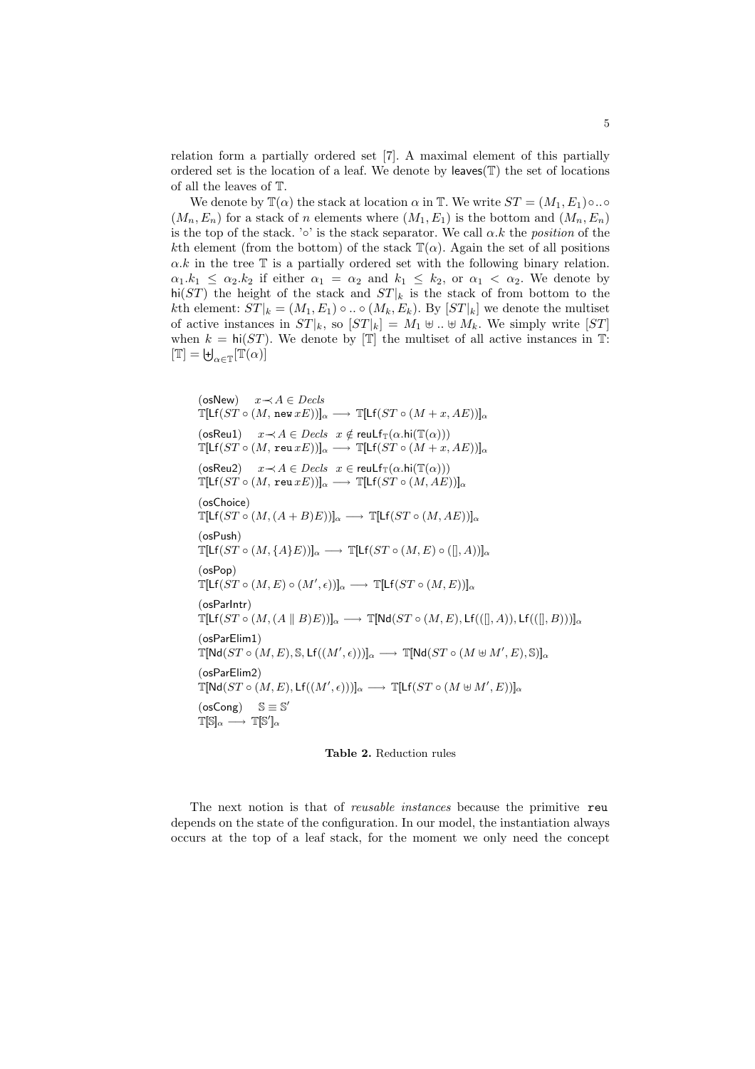relation form a partially ordered set [7]. A maximal element of this partially ordered set is the location of a leaf. We denote by $\mathsf{leaves}(\mathbb{T})$ the set of locations of all the leaves of $\mathbb{T}$.

We denote by $\mathbb{T}(\alpha)$ the stack at location $\alpha$ in $\mathbb{T}$. We write $ST = (M_1, E_1) \circ .. \circ (M_n, E_n)$ for a stack of $n$ elements where $(M_1, E_1)$ is the bottom and $(M_n, E_n)$ is the top of the stack. '$\circ$' is the stack separator. We call $\alpha.k$ the *position* of the $k$th element (from the bottom) of the stack $\mathbb{T}(\alpha)$. Again the set of all positions $\alpha.k$ in the tree $\mathbb{T}$ is a partially ordered set with the following binary relation. $\alpha_1.k_1 \leq \alpha_2.k_2$ if either $\alpha_1 = \alpha_2$ and $k_1 \leq k_2$, or $\alpha_1 < \alpha_2$. We denote by $\mathsf{hi}(ST)$ the height of the stack and $ST|_k$ is the stack of from bottom to the $k$th element: $ST|_k = (M_1, E_1) \circ .. \circ (M_k, E_k)$. By $[ST|_k]$ we denote the multiset of active instances in $ST|_k$, so $[ST|_k] = M_1 \uplus .. \uplus M_k$. We simply write $[ST]$ when $k = \mathsf{hi}(ST)$. We denote by $[\mathbb{T}]$ the multiset of all active instances in $\mathbb{T}$: $[\mathbb{T}] = \biguplus_{\alpha \in \mathbb{T}}[\mathbb{T}(\alpha)]$

(osNew) $\quad x \prec A \in \mathit{Decls}$
$$\mathbb{T}[\![\mathsf{Lf}(ST \circ (M, \mathtt{new}\, x E))]\!]_\alpha \longrightarrow \mathbb{T}[\![\mathsf{Lf}(ST \circ (M + x, AE))]\!]_\alpha$$

(osReu1) $\quad x \prec A \in \mathit{Decls} \quad x \notin \mathsf{reuLf}_{\mathbb{T}}(\alpha.\mathsf{hi}(\mathbb{T}(\alpha)))$
$$\mathbb{T}[\![\mathsf{Lf}(ST \circ (M, \mathtt{reu}\, x E))]\!]_\alpha \longrightarrow \mathbb{T}[\![\mathsf{Lf}(ST \circ (M + x, AE))]\!]_\alpha$$

(osReu2) $\quad x \prec A \in \mathit{Decls} \quad x \in \mathsf{reuLf}_{\mathbb{T}}(\alpha.\mathsf{hi}(\mathbb{T}(\alpha)))$
$$\mathbb{T}[\![\mathsf{Lf}(ST \circ (M, \mathtt{reu}\, x E))]\!]_\alpha \longrightarrow \mathbb{T}[\![\mathsf{Lf}(ST \circ (M, AE))]\!]_\alpha$$

(osChoice)
$$\mathbb{T}[\![\mathsf{Lf}(ST \circ (M, (A + B)E))]\!]_\alpha \longrightarrow \mathbb{T}[\![\mathsf{Lf}(ST \circ (M, AE))]\!]_\alpha$$

(osPush)
$$\mathbb{T}[\![\mathsf{Lf}(ST \circ (M, \{A\}E))]\!]_\alpha \longrightarrow \mathbb{T}[\![\mathsf{Lf}(ST \circ (M, E) \circ ([], A))]\!]_\alpha$$

(osPop)
$$\mathbb{T}[\![\mathsf{Lf}(ST \circ (M, E) \circ (M', \epsilon))]\!]_\alpha \longrightarrow \mathbb{T}[\![\mathsf{Lf}(ST \circ (M, E))]\!]_\alpha$$

(osParIntr)
$$\mathbb{T}[\![\mathsf{Lf}(ST \circ (M, (A \parallel B)E))]\!]_\alpha \longrightarrow \mathbb{T}[\![\mathsf{Nd}(ST \circ (M, E), \mathsf{Lf}(([], A)), \mathsf{Lf}(([], B)))]\!]_\alpha$$

(osParElim1)
$$\mathbb{T}[\![\mathsf{Nd}(ST \circ (M, E), \mathbb{S}, \mathsf{Lf}((M', \epsilon)))]\!]_\alpha \longrightarrow \mathbb{T}[\![\mathsf{Nd}(ST \circ (M \uplus M', E), \mathbb{S})]\!]_\alpha$$

(osParElim2)
$$\mathbb{T}[\![\mathsf{Nd}(ST \circ (M, E), \mathsf{Lf}((M', \epsilon)))]\!]_\alpha \longrightarrow \mathbb{T}[\![\mathsf{Lf}(ST \circ (M \uplus M', E))]\!]_\alpha$$

(osCong) $\quad \mathbb{S} \equiv \mathbb{S}'$
$$\mathbb{T}[\![\mathbb{S}]\!]_\alpha \longrightarrow \mathbb{T}[\![\mathbb{S}']\!]_\alpha$$

**Table 2.** Reduction rules

The next notion is that of *reusable instances* because the primitive `reu` depends on the state of the configuration. In our model, the instantiation always occurs at the top of a leaf stack, for the moment we only need the concept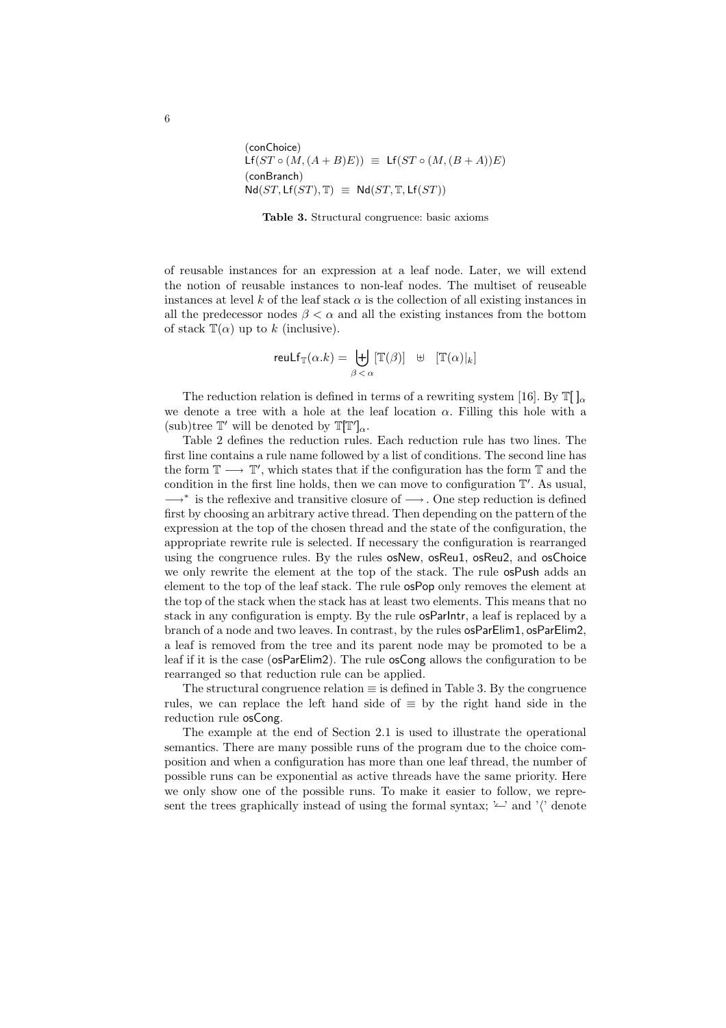(conChoice)
$\mathsf{Lf}(ST \circ (M,(A+B)E)) \;\equiv\; \mathsf{Lf}(ST \circ (M,(B+A))E)$
(conBranch)
$\mathsf{Nd}(ST, \mathsf{Lf}(ST), \mathbb{T}) \;\equiv\; \mathsf{Nd}(ST, \mathbb{T}, \mathsf{Lf}(ST))$

**Table 3.** Structural congruence: basic axioms

of reusable instances for an expression at a leaf node. Later, we will extend the notion of reusable instances to non-leaf nodes. The multiset of reuseable instances at level $k$ of the leaf stack $\alpha$ is the collection of all existing instances in all the predecessor nodes $\beta < \alpha$ and all the existing instances from the bottom of stack $\mathbb{T}(\alpha)$ up to $k$ (inclusive).

$$\mathsf{reuLf}_{\mathbb{T}}(\alpha.k) = \biguplus_{\beta < \alpha} [\mathbb{T}(\beta)] \quad \uplus \quad [\mathbb{T}(\alpha)|_k]$$

The reduction relation is defined in terms of a rewriting system [16]. By $\mathbb{T}[\![\,]\!]_\alpha$ we denote a tree with a hole at the leaf location $\alpha$. Filling this hole with a (sub)tree $\mathbb{T}'$ will be denoted by $\mathbb{T}[\![\mathbb{T}']\!]_\alpha$.

Table 2 defines the reduction rules. Each reduction rule has two lines. The first line contains a rule name followed by a list of conditions. The second line has the form $\mathbb{T} \longrightarrow \mathbb{T}'$, which states that if the configuration has the form $\mathbb{T}$ and the condition in the first line holds, then we can move to configuration $\mathbb{T}'$. As usual, $\longrightarrow^*$ is the reflexive and transitive closure of $\longrightarrow$. One step reduction is defined first by choosing an arbitrary active thread. Then depending on the pattern of the expression at the top of the chosen thread and the state of the configuration, the appropriate rewrite rule is selected. If necessary the configuration is rearranged using the congruence rules. By the rules osNew, osReu1, osReu2, and osChoice we only rewrite the element at the top of the stack. The rule osPush adds an element to the top of the leaf stack. The rule osPop only removes the element at the top of the stack when the stack has at least two elements. This means that no stack in any configuration is empty. By the rule osParIntr, a leaf is replaced by a branch of a node and two leaves. In contrast, by the rules osParElim1, osParElim2, a leaf is removed from the tree and its parent node may be promoted to be a leaf if it is the case (osParElim2). The rule osCong allows the configuration to be rearranged so that reduction rule can be applied.

The structural congruence relation $\equiv$ is defined in Table 3. By the congruence rules, we can replace the left hand side of $\equiv$ by the right hand side in the reduction rule osCong.

The example at the end of Section 2.1 is used to illustrate the operational semantics. There are many possible runs of the program due to the choice composition and when a configuration has more than one leaf thread, the number of possible runs can be exponential as active threads have the same priority. Here we only show one of the possible runs. To make it easier to follow, we represent the trees graphically instead of using the formal syntax; '$\leftharpoondown$' and '$\langle$' denote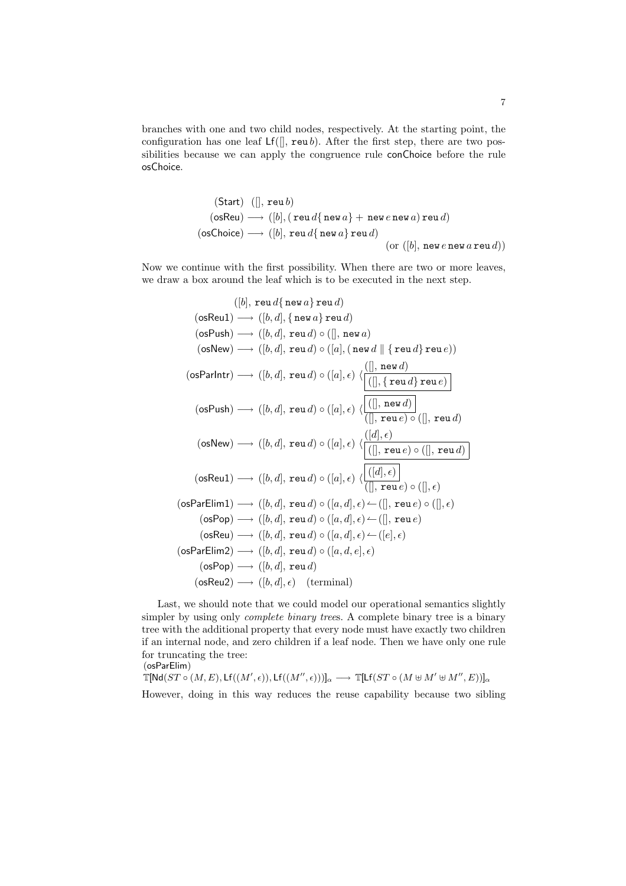branches with one and two child nodes, respectively. At the starting point, the configuration has one leaf $\mathsf{Lf}([], \texttt{reu}\, b)$. After the first step, there are two possibilities because we can apply the congruence rule conChoice before the rule osChoice.

$$
\begin{aligned}
&(\mathsf{Start}) \;\; ([], \texttt{reu}\, b) \\
&(\mathsf{osReu}) \longrightarrow ([b], (\,\texttt{reu}\, d\{\,\texttt{new}\, a\} + \texttt{new}\, e\, \texttt{new}\, a)\, \texttt{reu}\, d) \\
&(\mathsf{osChoice}) \longrightarrow ([b],\, \texttt{reu}\, d\{\,\texttt{new}\, a\}\, \texttt{reu}\, d) \\
&\qquad\qquad\qquad\qquad\qquad\qquad (\text{or } ([b],\, \texttt{new}\, e\, \texttt{new}\, a\, \texttt{reu}\, d))
\end{aligned}
$$

Now we continue with the first possibility. When there are two or more leaves, we draw a box around the leaf which is to be executed in the next step.

$$
\begin{aligned}
&([b],\, \texttt{reu}\, d\{\,\texttt{new}\, a\}\, \texttt{reu}\, d) \\
(\mathsf{osReu1}) &\longrightarrow ([b, d], \{\,\texttt{new}\, a\}\, \texttt{reu}\, d) \\
(\mathsf{osPush}) &\longrightarrow ([b, d],\, \texttt{reu}\, d) \circ ([],\, \texttt{new}\, a) \\
(\mathsf{osNew}) &\longrightarrow ([b, d],\, \texttt{reu}\, d) \circ ([a], (\,\texttt{new}\, d \parallel \{\,\texttt{reu}\, d\}\, \texttt{reu}\, e)) \\
(\mathsf{osParIntr}) &\longrightarrow ([b, d],\, \texttt{reu}\, d) \circ ([a], \epsilon) \left\langle \begin{array}{l} ([],\, \texttt{new}\, d) \\ \boxed{([], \{\,\texttt{reu}\, d\}\, \texttt{reu}\, e)} \end{array} \right. \\
(\mathsf{osPush}) &\longrightarrow ([b, d],\, \texttt{reu}\, d) \circ ([a], \epsilon) \left\langle \begin{array}{l} \boxed{([],\, \texttt{new}\, d)} \\ ([],\, \texttt{reu}\, e) \circ ([],\, \texttt{reu}\, d) \end{array} \right. \\
(\mathsf{osNew}) &\longrightarrow ([b, d],\, \texttt{reu}\, d) \circ ([a], \epsilon) \left\langle \begin{array}{l} ([d], \epsilon) \\ \boxed{([],\, \texttt{reu}\, e) \circ ([],\, \texttt{reu}\, d)} \end{array} \right. \\
(\mathsf{osReu1}) &\longrightarrow ([b, d],\, \texttt{reu}\, d) \circ ([a], \epsilon) \left\langle \begin{array}{l} \boxed{([d], \epsilon)} \\ ([],\, \texttt{reu}\, e) \circ ([], \epsilon) \end{array} \right. \\
(\mathsf{osParElim1}) &\longrightarrow ([b, d],\, \texttt{reu}\, d) \circ ([a, d], \epsilon) \leftharpoonup ([],\, \texttt{reu}\, e) \circ ([], \epsilon) \\
(\mathsf{osPop}) &\longrightarrow ([b, d],\, \texttt{reu}\, d) \circ ([a, d], \epsilon) \leftharpoonup ([],\, \texttt{reu}\, e) \\
(\mathsf{osReu}) &\longrightarrow ([b, d],\, \texttt{reu}\, d) \circ ([a, d], \epsilon) \leftharpoonup ([e], \epsilon) \\
(\mathsf{osParElim2}) &\longrightarrow ([b, d],\, \texttt{reu}\, d) \circ ([a, d, e], \epsilon) \\
(\mathsf{osPop}) &\longrightarrow ([b, d],\, \texttt{reu}\, d) \\
(\mathsf{osReu2}) &\longrightarrow ([b, d], \epsilon) \quad (\text{terminal})
\end{aligned}
$$

Last, we should note that we could model our operational semantics slightly simpler by using only *complete binary trees*. A complete binary tree is a binary tree with the additional property that every node must have exactly two children if an internal node, and zero children if a leaf node. Then we have only one rule for truncating the tree:

(osParElim)
$$\mathbb{T}[\mathsf{Nd}(ST \circ (M, E), \mathsf{Lf}((M', \epsilon)), \mathsf{Lf}((M'', \epsilon)))]_\alpha \longrightarrow \mathbb{T}[\mathsf{Lf}(ST \circ (M \uplus M' \uplus M'', E))]_\alpha$$

However, doing in this way reduces the reuse capability because two sibling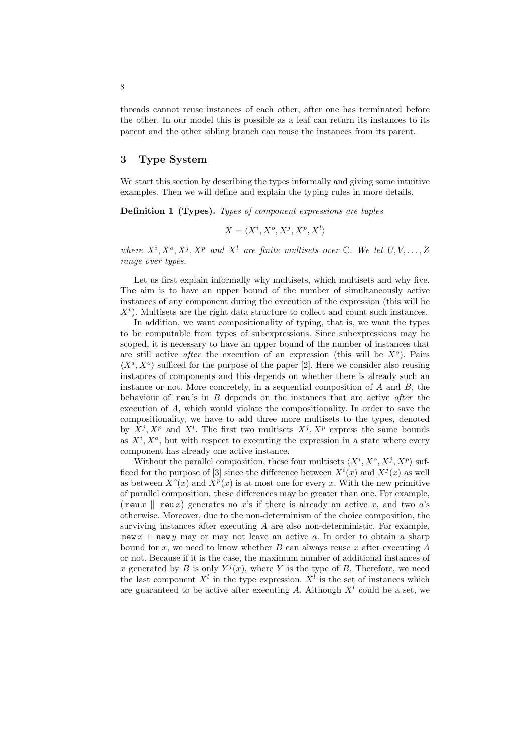threads cannot reuse instances of each other, after one has terminated before the other. In our model this is possible as a leaf can return its instances to its parent and the other sibling branch can reuse the instances from its parent.

## 3 Type System

We start this section by describing the types informally and giving some intuitive examples. Then we will define and explain the typing rules in more details.

**Definition 1 (Types).** *Types of component expressions are tuples*

$$X = \langle X^i, X^o, X^j, X^p, X^l \rangle$$

*where $X^i, X^o, X^j, X^p$ and $X^l$ are finite multisets over $\mathbb{C}$. We let $U, V, \dots, Z$ range over types.*

Let us first explain informally why multisets, which multisets and why five. The aim is to have an upper bound of the number of simultaneously active instances of any component during the execution of the expression (this will be $X^i$). Multisets are the right data structure to collect and count such instances.

In addition, we want compositionality of typing, that is, we want the types to be computable from types of subexpressions. Since subexpressions may be scoped, it is necessary to have an upper bound of the number of instances that are still active *after* the execution of an expression (this will be $X^o$). Pairs $\langle X^i, X^o \rangle$ sufficed for the purpose of the paper [2]. Here we consider also reusing instances of components and this depends on whether there is already such an instance or not. More concretely, in a sequential composition of $A$ and $B$, the behaviour of `reu`'s in $B$ depends on the instances that are active *after* the execution of $A$, which would violate the compositionality. In order to save the compositionality, we have to add three more multisets to the types, denoted by $X^j, X^p$ and $X^l$. The first two multisets $X^j, X^p$ express the same bounds as $X^i, X^o$, but with respect to executing the expression in a state where every component has already one active instance.

Without the parallel composition, these four multisets $\langle X^i, X^o, X^j, X^p \rangle$ sufficed for the purpose of [3] since the difference between $X^i(x)$ and $X^j(x)$ as well as between $X^o(x)$ and $X^p(x)$ is at most one for every $x$. With the new primitive of parallel composition, these differences may be greater than one. For example, ( `reu` $x$ $\parallel$ `reu` $x$) generates no $x$'s if there is already an active $x$, and two $a$'s otherwise. Moreover, due to the non-determinism of the choice composition, the surviving instances after executing $A$ are also non-deterministic. For example, `new` $x$ + `new` $y$ may or may not leave an active $a$. In order to obtain a sharp bound for $x$, we need to know whether $B$ can always reuse $x$ after executing $A$ or not. Because if it is the case, the maximum number of additional instances of $x$ generated by $B$ is only $Y^j(x)$, where $Y$ is the type of $B$. Therefore, we need the last component $X^l$ in the type expression. $X^l$ is the set of instances which are guaranteed to be active after executing $A$. Although $X^l$ could be a set, we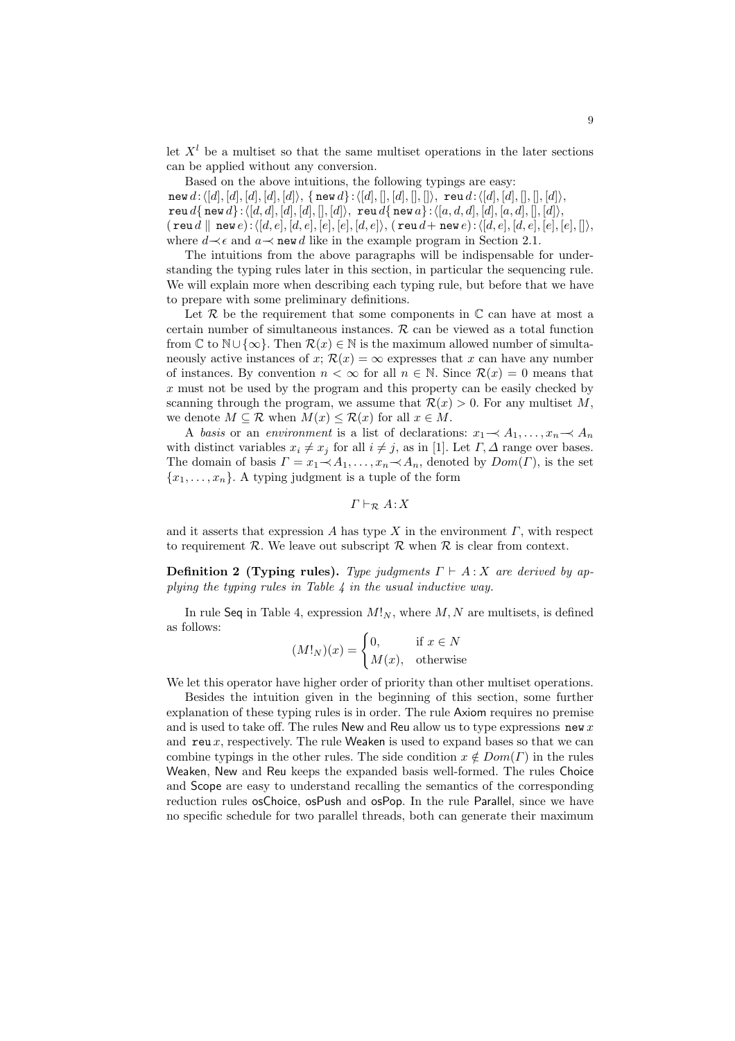let $X^l$ be a multiset so that the same multiset operations in the later sections can be applied without any conversion.

Based on the above intuitions, the following typings are easy:
$\mathtt{new}\, d : \langle [d], [d], [d], [d], [d] \rangle$, $\{\, \mathtt{new}\, d \} : \langle [d], [], [d], [], [] \rangle$, $\mathtt{reu}\, d : \langle [d], [d], [], [], [d] \rangle$, $\mathtt{reu}\, d\{\, \mathtt{new}\, d \} : \langle [d,d], [d], [d], [], [d] \rangle$, $\mathtt{reu}\, d\{\, \mathtt{new}\, a \} : \langle [a,d,d], [d], [a,d], [], [d] \rangle$, $(\, \mathtt{reu}\, d \parallel \mathtt{new}\, e) : \langle [d,e], [d,e], [e], [e], [d,e] \rangle$, $(\, \mathtt{reu}\, d + \mathtt{new}\, e) : \langle [d,e], [d,e], [e], [e], [] \rangle$, where $d \prec \epsilon$ and $a \prec \mathtt{new}\, d$ like in the example program in Section 2.1.

The intuitions from the above paragraphs will be indispensable for understanding the typing rules later in this section, in particular the sequencing rule. We will explain more when describing each typing rule, but before that we have to prepare with some preliminary definitions.

Let $\mathcal{R}$ be the requirement that some components in $\mathbb{C}$ can have at most a certain number of simultaneous instances. $\mathcal{R}$ can be viewed as a total function from $\mathbb{C}$ to $\mathbb{N} \cup \{\infty\}$. Then $\mathcal{R}(x) \in \mathbb{N}$ is the maximum allowed number of simultaneously active instances of $x$; $\mathcal{R}(x) = \infty$ expresses that $x$ can have any number of instances. By convention $n < \infty$ for all $n \in \mathbb{N}$. Since $\mathcal{R}(x) = 0$ means that $x$ must not be used by the program and this property can be easily checked by scanning through the program, we assume that $\mathcal{R}(x) > 0$. For any multiset $M$, we denote $M \subseteq \mathcal{R}$ when $M(x) \leq \mathcal{R}(x)$ for all $x \in M$.

A *basis* or an *environment* is a list of declarations: $x_1 \prec A_1, \ldots, x_n \prec A_n$ with distinct variables $x_i \neq x_j$ for all $i \neq j$, as in [1]. Let $\Gamma, \Delta$ range over bases. The domain of basis $\Gamma = x_1 \prec A_1, \ldots, x_n \prec A_n$, denoted by $Dom(\Gamma)$, is the set $\{x_1, \ldots, x_n\}$. A typing judgment is a tuple of the form

$$\Gamma \vdash_{\mathcal{R}} A : X$$

and it asserts that expression $A$ has type $X$ in the environment $\Gamma$, with respect to requirement $\mathcal{R}$. We leave out subscript $\mathcal{R}$ when $\mathcal{R}$ is clear from context.

**Definition 2 (Typing rules).** *Type judgments $\Gamma \vdash A : X$ are derived by applying the typing rules in Table 4 in the usual inductive way.*

In rule Seq in Table 4, expression $M!_N$, where $M, N$ are multisets, is defined as follows:

$$(M!_N)(x) = \begin{cases} 0, & \text{if } x \in N \\ M(x), & \text{otherwise} \end{cases}$$

We let this operator have higher order of priority than other multiset operations.

Besides the intuition given in the beginning of this section, some further explanation of these typing rules is in order. The rule Axiom requires no premise and is used to take off. The rules New and Reu allow us to type expressions $\mathtt{new}\, x$ and $\mathtt{reu}\, x$, respectively. The rule Weaken is used to expand bases so that we can combine typings in the other rules. The side condition $x \notin Dom(\Gamma)$ in the rules Weaken, New and Reu keeps the expanded basis well-formed. The rules Choice and Scope are easy to understand recalling the semantics of the corresponding reduction rules osChoice, osPush and osPop. In the rule Parallel, since we have no specific schedule for two parallel threads, both can generate their maximum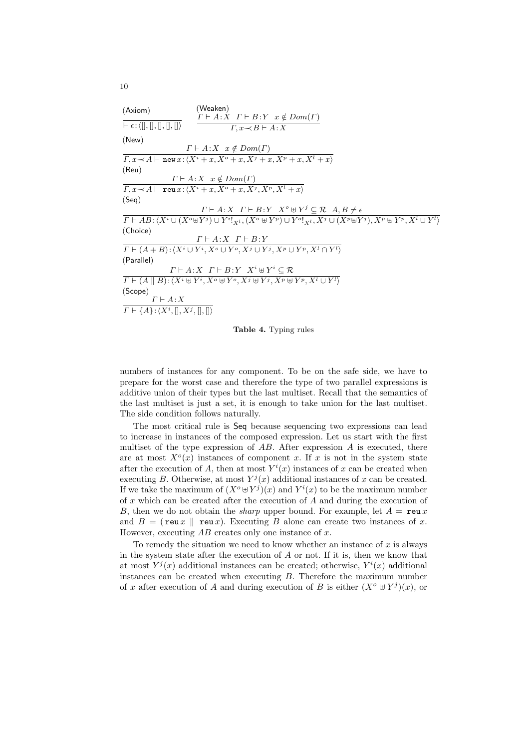(Axiom)
$$\frac{}{\vdash \epsilon : \langle [], [], [], [], [] \rangle}$$

(Weaken)
$$\frac{\Gamma \vdash A : X \quad \Gamma \vdash B : Y \quad x \notin Dom(\Gamma)}{\Gamma, x \prec B \vdash A : X}$$

(New)
$$\frac{\Gamma \vdash A : X \quad x \notin Dom(\Gamma)}{\Gamma, x \prec A \vdash \texttt{new}\, x : \langle X^i + x, X^o + x, X^j + x, X^p + x, X^l + x \rangle}$$

(Reu)
$$\frac{\Gamma \vdash A : X \quad x \notin Dom(\Gamma)}{\Gamma, x \prec A \vdash \texttt{reu}\, x : \langle X^i + x, X^o + x, X^j, X^p, X^l + x \rangle}$$

(Seq)
$$\frac{\Gamma \vdash A : X \quad \Gamma \vdash B : Y \quad X^o \uplus Y^j \subseteq \mathcal{R} \quad A, B \neq \epsilon}{\Gamma \vdash AB : \langle X^i \cup (X^o \uplus Y^j) \cup Y^i!_{X^l}, (X^o \uplus Y^p) \cup Y^o!_{X^l}, X^j \cup (X^p \uplus Y^j), X^p \uplus Y^p, X^l \cup Y^l \rangle}$$

(Choice)
$$\frac{\Gamma \vdash A : X \quad \Gamma \vdash B : Y}{\Gamma \vdash (A + B) : \langle X^i \cup Y^i, X^o \cup Y^o, X^j \cup Y^j, X^p \cup Y^p, X^l \cap Y^l \rangle}$$

(Parallel)
$$\frac{\Gamma \vdash A : X \quad \Gamma \vdash B : Y \quad X^i \uplus Y^i \subseteq \mathcal{R}}{\Gamma \vdash (A \parallel B) : \langle X^i \uplus Y^i, X^o \uplus Y^o, X^j \uplus Y^j, X^p \uplus Y^p, X^l \cup Y^l \rangle}$$

(Scope)
$$\frac{\Gamma \vdash A : X}{\Gamma \vdash \{A\} : \langle X^i, [], X^j, [], [] \rangle}$$

**Table 4.** Typing rules

numbers of instances for any component. To be on the safe side, we have to prepare for the worst case and therefore the type of two parallel expressions is additive union of their types but the last multiset. Recall that the semantics of the last multiset is just a set, it is enough to take union for the last multiset. The side condition follows naturally.

The most critical rule is Seq because sequencing two expressions can lead to increase in instances of the composed expression. Let us start with the first multiset of the type expression of $AB$. After expression $A$ is executed, there are at most $X^o(x)$ instances of component $x$. If $x$ is not in the system state after the execution of $A$, then at most $Y^i(x)$ instances of $x$ can be created when executing $B$. Otherwise, at most $Y^j(x)$ additional instances of $x$ can be created. If we take the maximum of $(X^o \uplus Y^j)(x)$ and $Y^i(x)$ to be the maximum number of $x$ which can be created after the execution of $A$ and during the execution of $B$, then we do not obtain the *sharp* upper bound. For example, let $A = \texttt{reu}\, x$ and $B = (\texttt{reu}\, x \parallel \texttt{reu}\, x)$. Executing $B$ alone can create two instances of $x$. However, executing $AB$ creates only one instance of $x$.

To remedy the situation we need to know whether an instance of $x$ is always in the system state after the execution of $A$ or not. If it is, then we know that at most $Y^j(x)$ additional instances can be created; otherwise, $Y^i(x)$ additional instances can be created when executing $B$. Therefore the maximum number of $x$ after execution of $A$ and during execution of $B$ is either $(X^o \uplus Y^j)(x)$, or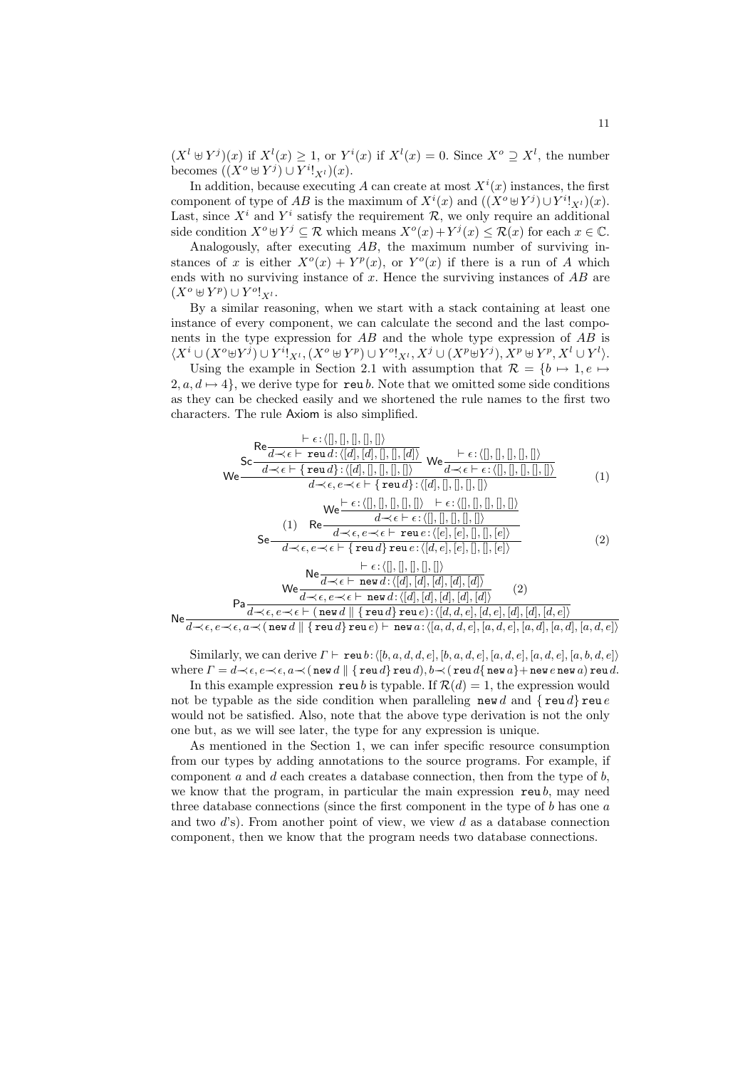$(X^l \uplus Y^j)(x)$ if $X^l(x) \geq 1$, or $Y^i(x)$ if $X^l(x) = 0$. Since $X^o \supseteq X^l$, the number becomes $((X^o \uplus Y^j) \cup Y^i!_{X^l})(x)$.

In addition, because executing $A$ can create at most $X^i(x)$ instances, the first component of type of $AB$ is the maximum of $X^i(x)$ and $((X^o \uplus Y^j) \cup Y^i!_{X^l})(x)$. Last, since $X^i$ and $Y^i$ satisfy the requirement $\mathcal{R}$, we only require an additional side condition $X^o \uplus Y^j \subseteq \mathcal{R}$ which means $X^o(x) + Y^j(x) \leq \mathcal{R}(x)$ for each $x \in \mathbb{C}$.

Analogously, after executing $AB$, the maximum number of surviving instances of $x$ is either $X^o(x) + Y^p(x)$, or $Y^o(x)$ if there is a run of $A$ which ends with no surviving instance of $x$. Hence the surviving instances of $AB$ are $(X^o \uplus Y^p) \cup Y^o!_{X^l}$.

By a similar reasoning, when we start with a stack containing at least one instance of every component, we can calculate the second and the last components in the type expression for $AB$ and the whole type expression of $AB$ is $\langle X^i \cup (X^o \uplus Y^j) \cup Y^i!_{X^l}, (X^o \uplus Y^p) \cup Y^o!_{X^l}, X^j \cup (X^p \uplus Y^j), X^p \uplus Y^p, X^l \cup Y^l \rangle$.

Using the example in Section 2.1 with assumption that $\mathcal{R} = \{b \mapsto 1, e \mapsto 2, a, d \mapsto 4\}$, we derive type for $\texttt{reu}\, b$. Note that we omitted some side conditions as they can be checked easily and we shortened the rule names to the first two characters. The rule Axiom is also simplified.

$$
\mathsf{We}\dfrac{\mathsf{Sc}\dfrac{\mathsf{Re}\dfrac{\vdash \epsilon : \langle [], [], [], [], [] \rangle}{d \prec \epsilon \vdash \texttt{reu}\, d : \langle [d], [d], [], [], [d] \rangle}}{d \prec \epsilon \vdash \{\texttt{reu}\, d\} : \langle [d], [], [], [], [] \rangle} \quad \mathsf{We}\dfrac{\vdash \epsilon : \langle [], [], [], [], [] \rangle}{d \prec \epsilon \vdash \epsilon : \langle [], [], [], [], [] \rangle}}{d \prec \epsilon, e \prec \epsilon \vdash \{\texttt{reu}\, d\} : \langle [d], [], [], [], [] \rangle} \quad (1)
$$

$$
\mathsf{Se}\dfrac{(1) \quad \mathsf{Re}\dfrac{\mathsf{We}\dfrac{\vdash \epsilon : \langle [], [], [], [], [] \rangle}{d \prec \epsilon \vdash \epsilon : \langle [], [], [], [], [] \rangle} \quad \vdash \epsilon : \langle [], [], [], [], [] \rangle}{d \prec \epsilon, e \prec \epsilon \vdash \texttt{reu}\, e : \langle [e], [e], [], [], [e] \rangle}}{d \prec \epsilon, e \prec \epsilon \vdash \{\texttt{reu}\, d\}\, \texttt{reu}\, e : \langle [d, e], [e], [], [], [e] \rangle} \quad (2)
$$

$$
\mathsf{Ne}\dfrac{\mathsf{Pa}\dfrac{\mathsf{We}\dfrac{\mathsf{Ne}\dfrac{\vdash \epsilon : \langle [], [], [], [], [] \rangle}{d \prec \epsilon \vdash \texttt{new}\, d : \langle [d], [d], [d], [d], [d] \rangle}}{d \prec \epsilon, e \prec \epsilon \vdash \texttt{new}\, d : \langle [d], [d], [d], [d], [d] \rangle} \quad (2)}{d \prec \epsilon, e \prec \epsilon \vdash (\texttt{new}\, d \parallel \{\texttt{reu}\, d\}\, \texttt{reu}\, e) : \langle [d, d, e], [d, e], [d], [d], [d, e] \rangle}}{d \prec \epsilon, e \prec \epsilon, a \prec (\texttt{new}\, d \parallel \{\texttt{reu}\, d\}\, \texttt{reu}\, e) \vdash \texttt{new}\, a : \langle [a, d, d, e], [a, d, e], [a, d], [a, d], [a, d, e] \rangle}
$$

Similarly, we can derive $\Gamma \vdash \texttt{reu}\, b : \langle [b, a, d, d, e], [b, a, d, e], [a, d, e], [a, d, e], [a, b, d, e] \rangle$ where $\Gamma = d \prec \epsilon, e \prec \epsilon, a \prec (\texttt{new}\, d \parallel \{\texttt{reu}\, d\}\, \texttt{reu}\, d), b \prec (\texttt{reu}\, d\{\texttt{new}\, a\} + \texttt{new}\, e\, \texttt{new}\, a)\, \texttt{reu}\, d$.

In this example expression $\texttt{reu}\, b$ is typable. If $\mathcal{R}(d) = 1$, the expression would not be typable as the side condition when paralleling $\texttt{new}\, d$ and $\{\texttt{reu}\, d\}\, \texttt{reu}\, e$ would not be satisfied. Also, note that the above type derivation is not the only one but, as we will see later, the type for any expression is unique.

As mentioned in the Section 1, we can infer specific resource consumption from our types by adding annotations to the source programs. For example, if component $a$ and $d$ each creates a database connection, then from the type of $b$, we know that the program, in particular the main expression $\texttt{reu}\, b$, may need three database connections (since the first component in the type of $b$ has one $a$ and two $d$'s). From another point of view, we view $d$ as a database connection component, then we know that the program needs two database connections.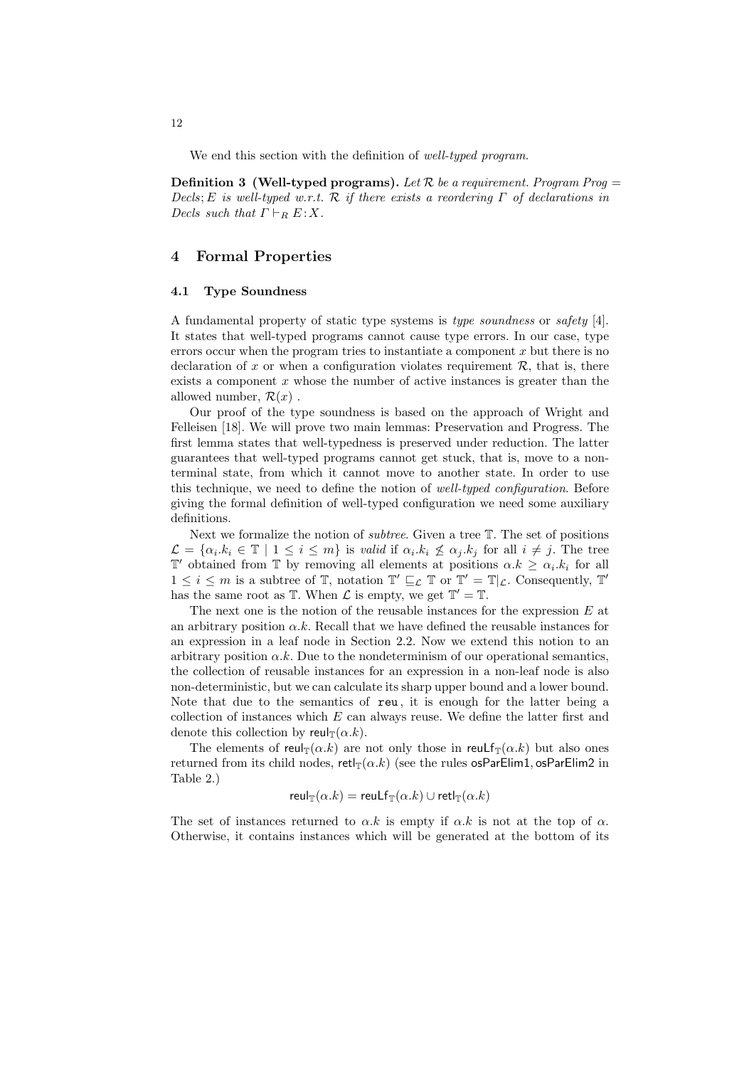We end this section with the definition of *well-typed program*.

**Definition 3 (Well-typed programs).** *Let $\mathcal{R}$ be a requirement. Program $Prog = Decls; E$ is well-typed w.r.t. $\mathcal{R}$ if there exists a reordering $\Gamma$ of declarations in $Decls$ such that $\Gamma \vdash_R E : X$.*

## 4 Formal Properties

### 4.1 Type Soundness

A fundamental property of static type systems is *type soundness* or *safety* [4]. It states that well-typed programs cannot cause type errors. In our case, type errors occur when the program tries to instantiate a component $x$ but there is no declaration of $x$ or when a configuration violates requirement $\mathcal{R}$, that is, there exists a component $x$ whose the number of active instances is greater than the allowed number, $\mathcal{R}(x)$ .

Our proof of the type soundness is based on the approach of Wright and Felleisen [18]. We will prove two main lemmas: Preservation and Progress. The first lemma states that well-typedness is preserved under reduction. The latter guarantees that well-typed programs cannot get stuck, that is, move to a non-terminal state, from which it cannot move to another state. In order to use this technique, we need to define the notion of *well-typed configuration*. Before giving the formal definition of well-typed configuration we need some auxiliary definitions.

Next we formalize the notion of *subtree*. Given a tree $\mathbb{T}$. The set of positions $\mathcal{L} = \{\alpha_i.k_i \in \mathbb{T} \mid 1 \leq i \leq m\}$ is *valid* if $\alpha_i.k_i \not\leq \alpha_j.k_j$ for all $i \neq j$. The tree $\mathbb{T}'$ obtained from $\mathbb{T}$ by removing all elements at positions $\alpha.k \geq \alpha_i.k_i$ for all $1 \leq i \leq m$ is a subtree of $\mathbb{T}$, notation $\mathbb{T}' \sqsubseteq_{\mathcal{L}} \mathbb{T}$ or $\mathbb{T}' = \mathbb{T}|_{\mathcal{L}}$. Consequently, $\mathbb{T}'$ has the same root as $\mathbb{T}$. When $\mathcal{L}$ is empty, we get $\mathbb{T}' = \mathbb{T}$.

The next one is the notion of the reusable instances for the expression $E$ at an arbitrary position $\alpha.k$. Recall that we have defined the reusable instances for an expression in a leaf node in Section 2.2. Now we extend this notion to an arbitrary position $\alpha.k$. Due to the nondeterminism of our operational semantics, the collection of reusable instances for an expression in a non-leaf node is also non-deterministic, but we can calculate its sharp upper bound and a lower bound. Note that due to the semantics of `reu`, it is enough for the latter being a collection of instances which $E$ can always reuse. We define the latter first and denote this collection by $\mathsf{reul}_{\mathbb{T}}(\alpha.k)$.

The elements of $\mathsf{reul}_{\mathbb{T}}(\alpha.k)$ are not only those in $\mathsf{reuLf}_{\mathbb{T}}(\alpha.k)$ but also ones returned from its child nodes, $\mathsf{retl}_{\mathbb{T}}(\alpha.k)$ (see the rules osParElim1, osParElim2 in Table 2.)

$$\mathsf{reul}_{\mathbb{T}}(\alpha.k) = \mathsf{reuLf}_{\mathbb{T}}(\alpha.k) \cup \mathsf{retl}_{\mathbb{T}}(\alpha.k)$$

The set of instances returned to $\alpha.k$ is empty if $\alpha.k$ is not at the top of $\alpha$. Otherwise, it contains instances which will be generated at the bottom of its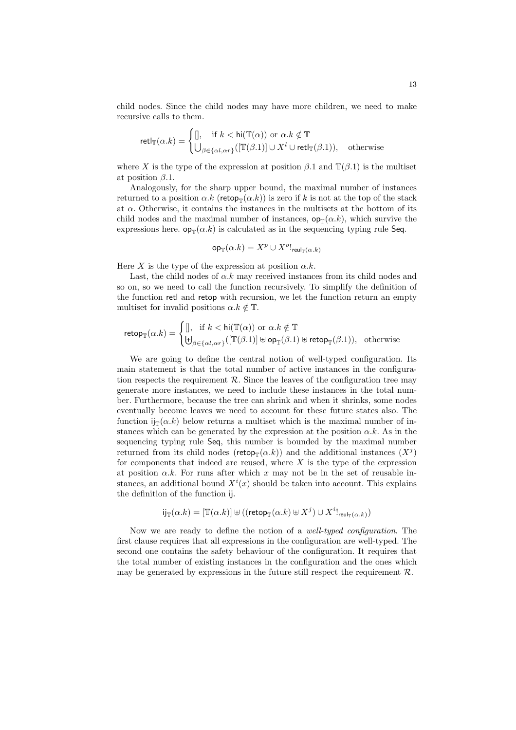child nodes. Since the child nodes may have more children, we need to make recursive calls to them.

$$\mathsf{retl}_{\mathbb{T}}(\alpha.k) = \begin{cases} [], & \text{if } k < \mathsf{hi}(\mathbb{T}(\alpha)) \text{ or } \alpha.k \notin \mathbb{T} \\ \bigcup_{\beta \in \{\alpha l, \alpha r\}} ([\mathbb{T}(\beta.1)] \cup X^l \cup \mathsf{retl}_{\mathbb{T}}(\beta.1)), & \text{otherwise} \end{cases}$$

where $X$ is the type of the expression at position $\beta.1$ and $\mathbb{T}(\beta.1)$ is the multiset at position $\beta.1$.

Analogously, for the sharp upper bound, the maximal number of instances returned to a position $\alpha.k$ ($\mathsf{retop}_{\mathbb{T}}(\alpha.k)$) is zero if $k$ is not at the top of the stack at $\alpha$. Otherwise, it contains the instances in the multisets at the bottom of its child nodes and the maximal number of instances, $\mathsf{op}_{\mathbb{T}}(\alpha.k)$, which survive the expressions here. $\mathsf{op}_{\mathbb{T}}(\alpha.k)$ is calculated as in the sequencing typing rule $\mathsf{Seq}$.

$$\mathsf{op}_{\mathbb{T}}(\alpha.k) = X^p \cup X^o!_{\mathsf{reul}_{\mathbb{T}}(\alpha.k)}$$

Here $X$ is the type of the expression at position $\alpha.k$.

Last, the child nodes of $\alpha.k$ may received instances from its child nodes and so on, so we need to call the function recursively. To simplify the definition of the function $\mathsf{retl}$ and $\mathsf{retop}$ with recursion, we let the function return an empty multiset for invalid positions $\alpha.k \notin \mathbb{T}$.

$$\mathsf{retop}_{\mathbb{T}}(\alpha.k) = \begin{cases} [], & \text{if } k < \mathsf{hi}(\mathbb{T}(\alpha)) \text{ or } \alpha.k \notin \mathbb{T} \\ \biguplus_{\beta \in \{\alpha l, \alpha r\}} ([\mathbb{T}(\beta.1)] \uplus \mathsf{op}_{\mathbb{T}}(\beta.1) \uplus \mathsf{retop}_{\mathbb{T}}(\beta.1)), & \text{otherwise} \end{cases}$$

We are going to define the central notion of well-typed configuration. Its main statement is that the total number of active instances in the configuration respects the requirement $\mathcal{R}$. Since the leaves of the configuration tree may generate more instances, we need to include these instances in the total number. Furthermore, because the tree can shrink and when it shrinks, some nodes eventually become leaves we need to account for these future states also. The function $\mathsf{ij}_{\mathbb{T}}(\alpha.k)$ below returns a multiset which is the maximal number of instances which can be generated by the expression at the position $\alpha.k$. As in the sequencing typing rule $\mathsf{Seq}$, this number is bounded by the maximal number returned from its child nodes ($\mathsf{retop}_{\mathbb{T}}(\alpha.k)$) and the additional instances ($X^j$) for components that indeed are reused, where $X$ is the type of the expression at position $\alpha.k$. For runs after which $x$ may not be in the set of reusable instances, an additional bound $X^i(x)$ should be taken into account. This explains the definition of the function $\mathsf{ij}$.

$$\mathsf{ij}_{\mathbb{T}}(\alpha.k) = [\mathbb{T}(\alpha.k)] \uplus ((\mathsf{retop}_{\mathbb{T}}(\alpha.k) \uplus X^j) \cup X^i!_{\mathsf{reul}_{\mathbb{T}}(\alpha.k)})$$

Now we are ready to define the notion of a *well-typed configuration*. The first clause requires that all expressions in the configuration are well-typed. The second one contains the safety behaviour of the configuration. It requires that the total number of existing instances in the configuration and the ones which may be generated by expressions in the future still respect the requirement $\mathcal{R}$.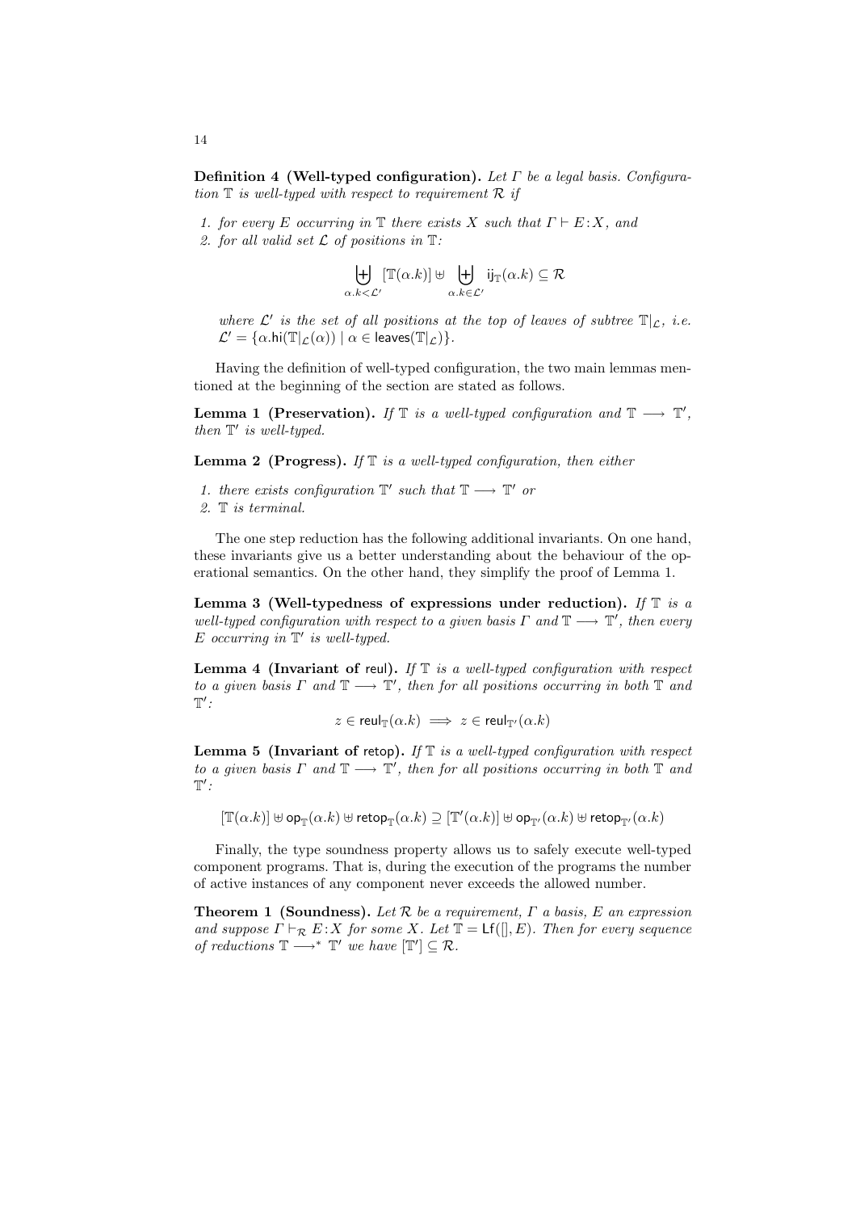**Definition 4 (Well-typed configuration).** *Let $\Gamma$ be a legal basis. Configuration $\mathbb{T}$ is well-typed with respect to requirement $\mathcal{R}$ if*

1. *for every $E$ occurring in $\mathbb{T}$ there exists $X$ such that $\Gamma \vdash E : X$, and*
2. *for all valid set $\mathcal{L}$ of positions in $\mathbb{T}$:*

$$\biguplus_{\alpha.k < \mathcal{L}'} [\mathbb{T}(\alpha.k)] \uplus \biguplus_{\alpha.k \in \mathcal{L}'} \mathsf{ij}_{\mathbb{T}}(\alpha.k) \subseteq \mathcal{R}$$

*where $\mathcal{L}'$ is the set of all positions at the top of leaves of subtree $\mathbb{T}|_{\mathcal{L}}$, i.e. $\mathcal{L}' = \{\alpha.\mathsf{hi}(\mathbb{T}|_{\mathcal{L}}(\alpha)) \mid \alpha \in \mathsf{leaves}(\mathbb{T}|_{\mathcal{L}})\}$.*

Having the definition of well-typed configuration, the two main lemmas mentioned at the beginning of the section are stated as follows.

**Lemma 1 (Preservation).** *If $\mathbb{T}$ is a well-typed configuration and $\mathbb{T} \longrightarrow \mathbb{T}'$, then $\mathbb{T}'$ is well-typed.*

**Lemma 2 (Progress).** *If $\mathbb{T}$ is a well-typed configuration, then either*

1. *there exists configuration $\mathbb{T}'$ such that $\mathbb{T} \longrightarrow \mathbb{T}'$ or*
2. *$\mathbb{T}$ is terminal.*

The one step reduction has the following additional invariants. On one hand, these invariants give us a better understanding about the behaviour of the operational semantics. On the other hand, they simplify the proof of Lemma 1.

**Lemma 3 (Well-typedness of expressions under reduction).** *If $\mathbb{T}$ is a well-typed configuration with respect to a given basis $\Gamma$ and $\mathbb{T} \longrightarrow \mathbb{T}'$, then every $E$ occurring in $\mathbb{T}'$ is well-typed.*

**Lemma 4 (Invariant of reul).** *If $\mathbb{T}$ is a well-typed configuration with respect to a given basis $\Gamma$ and $\mathbb{T} \longrightarrow \mathbb{T}'$, then for all positions occurring in both $\mathbb{T}$ and $\mathbb{T}'$:*

$$z \in \mathsf{reul}_{\mathbb{T}}(\alpha.k) \implies z \in \mathsf{reul}_{\mathbb{T}'}(\alpha.k)$$

**Lemma 5 (Invariant of retop).** *If $\mathbb{T}$ is a well-typed configuration with respect to a given basis $\Gamma$ and $\mathbb{T} \longrightarrow \mathbb{T}'$, then for all positions occurring in both $\mathbb{T}$ and $\mathbb{T}'$:*

$$[\mathbb{T}(\alpha.k)] \uplus \mathsf{op}_{\mathbb{T}}(\alpha.k) \uplus \mathsf{retop}_{\mathbb{T}}(\alpha.k) \supseteq [\mathbb{T}'(\alpha.k)] \uplus \mathsf{op}_{\mathbb{T}'}(\alpha.k) \uplus \mathsf{retop}_{\mathbb{T}'}(\alpha.k)$$

Finally, the type soundness property allows us to safely execute well-typed component programs. That is, during the execution of the programs the number of active instances of any component never exceeds the allowed number.

**Theorem 1 (Soundness).** *Let $\mathcal{R}$ be a requirement, $\Gamma$ a basis, $E$ an expression and suppose $\Gamma \vdash_{\mathcal{R}} E : X$ for some $X$. Let $\mathbb{T} = \mathsf{Lf}([], E)$. Then for every sequence of reductions $\mathbb{T} \longrightarrow^* \mathbb{T}'$ we have $[\mathbb{T}'] \subseteq \mathcal{R}$.*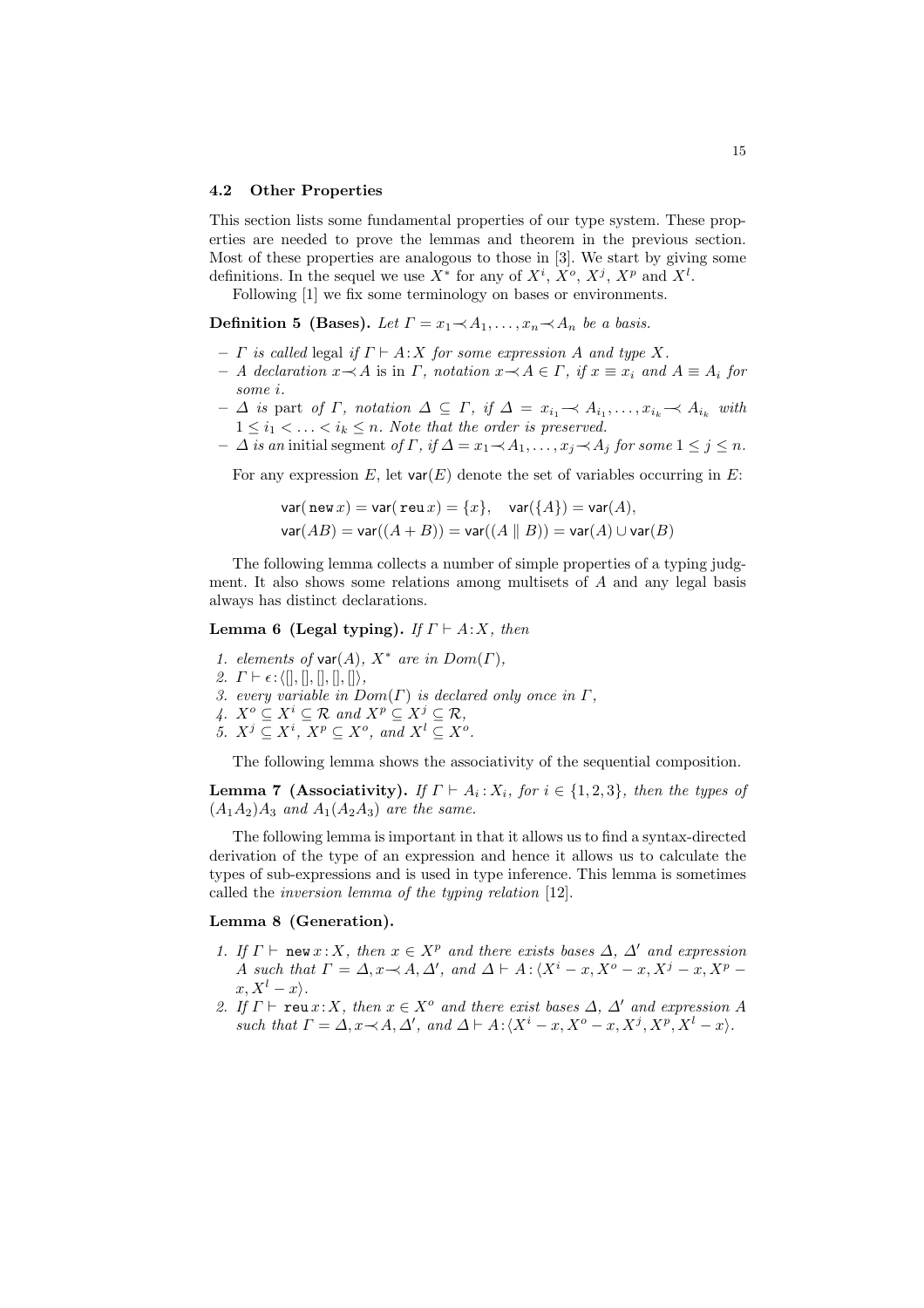### 4.2 Other Properties

This section lists some fundamental properties of our type system. These properties are needed to prove the lemmas and theorem in the previous section. Most of these properties are analogous to those in [3]. We start by giving some definitions. In the sequel we use $X^*$ for any of $X^i$, $X^o$, $X^j$, $X^p$ and $X^l$.

Following [1] we fix some terminology on bases or environments.

**Definition 5 (Bases).** *Let $\Gamma = x_1 \prec A_1, \ldots, x_n \prec A_n$ be a basis.*

- *$\Gamma$ is called* legal *if $\Gamma \vdash A : X$ for some expression $A$ and type $X$.*
- *A declaration $x \prec A$* is in *$\Gamma$, notation $x \prec A \in \Gamma$, if $x \equiv x_i$ and $A \equiv A_i$ for some $i$.*
- *$\Delta$ is* part *of $\Gamma$, notation $\Delta \subseteq \Gamma$, if $\Delta = x_{i_1} \prec A_{i_1}, \ldots, x_{i_k} \prec A_{i_k}$ with $1 \leq i_1 < \ldots < i_k \leq n$. Note that the order is preserved.*
- *$\Delta$ is an* initial segment *of $\Gamma$, if $\Delta = x_1 \prec A_1, \ldots, x_j \prec A_j$ for some $1 \leq j \leq n$.*

For any expression $E$, let $\mathsf{var}(E)$ denote the set of variables occurring in $E$:

$$\mathsf{var}(\,\mathtt{new}\,x) = \mathsf{var}(\,\mathtt{reu}\,x) = \{x\}, \quad \mathsf{var}(\{A\}) = \mathsf{var}(A),$$
$$\mathsf{var}(AB) = \mathsf{var}((A + B)) = \mathsf{var}((A \parallel B)) = \mathsf{var}(A) \cup \mathsf{var}(B)$$

The following lemma collects a number of simple properties of a typing judgment. It also shows some relations among multisets of $A$ and any legal basis always has distinct declarations.

**Lemma 6 (Legal typing).** *If $\Gamma \vdash A : X$, then*

1. *elements of $\mathsf{var}(A)$, $X^*$ are in $Dom(\Gamma)$,*
2. *$\Gamma \vdash \epsilon : \langle [], [], [], [], [] \rangle$,*
3. *every variable in $Dom(\Gamma)$ is declared only once in $\Gamma$,*
4. *$X^o \subseteq X^i \subseteq \mathcal{R}$ and $X^p \subseteq X^j \subseteq \mathcal{R}$,*
5. *$X^j \subseteq X^i$, $X^p \subseteq X^o$, and $X^l \subseteq X^o$.*

The following lemma shows the associativity of the sequential composition.

**Lemma 7 (Associativity).** *If $\Gamma \vdash A_i : X_i$, for $i \in \{1, 2, 3\}$, then the types of $(A_1 A_2) A_3$ and $A_1 (A_2 A_3)$ are the same.*

The following lemma is important in that it allows us to find a syntax-directed derivation of the type of an expression and hence it allows us to calculate the types of sub-expressions and is used in type inference. This lemma is sometimes called the *inversion lemma of the typing relation* [12].

**Lemma 8 (Generation).**

1. *If $\Gamma \vdash \mathtt{new}\,x : X$, then $x \in X^p$ and there exists bases $\Delta$, $\Delta'$ and expression $A$ such that $\Gamma = \Delta, x \prec A, \Delta'$, and $\Delta \vdash A : \langle X^i - x, X^o - x, X^j - x, X^p - x, X^l - x \rangle$.*
2. *If $\Gamma \vdash \mathtt{reu}\,x : X$, then $x \in X^o$ and there exist bases $\Delta$, $\Delta'$ and expression $A$ such that $\Gamma = \Delta, x \prec A, \Delta'$, and $\Delta \vdash A : \langle X^i - x, X^o - x, X^j, X^p, X^l - x \rangle$.*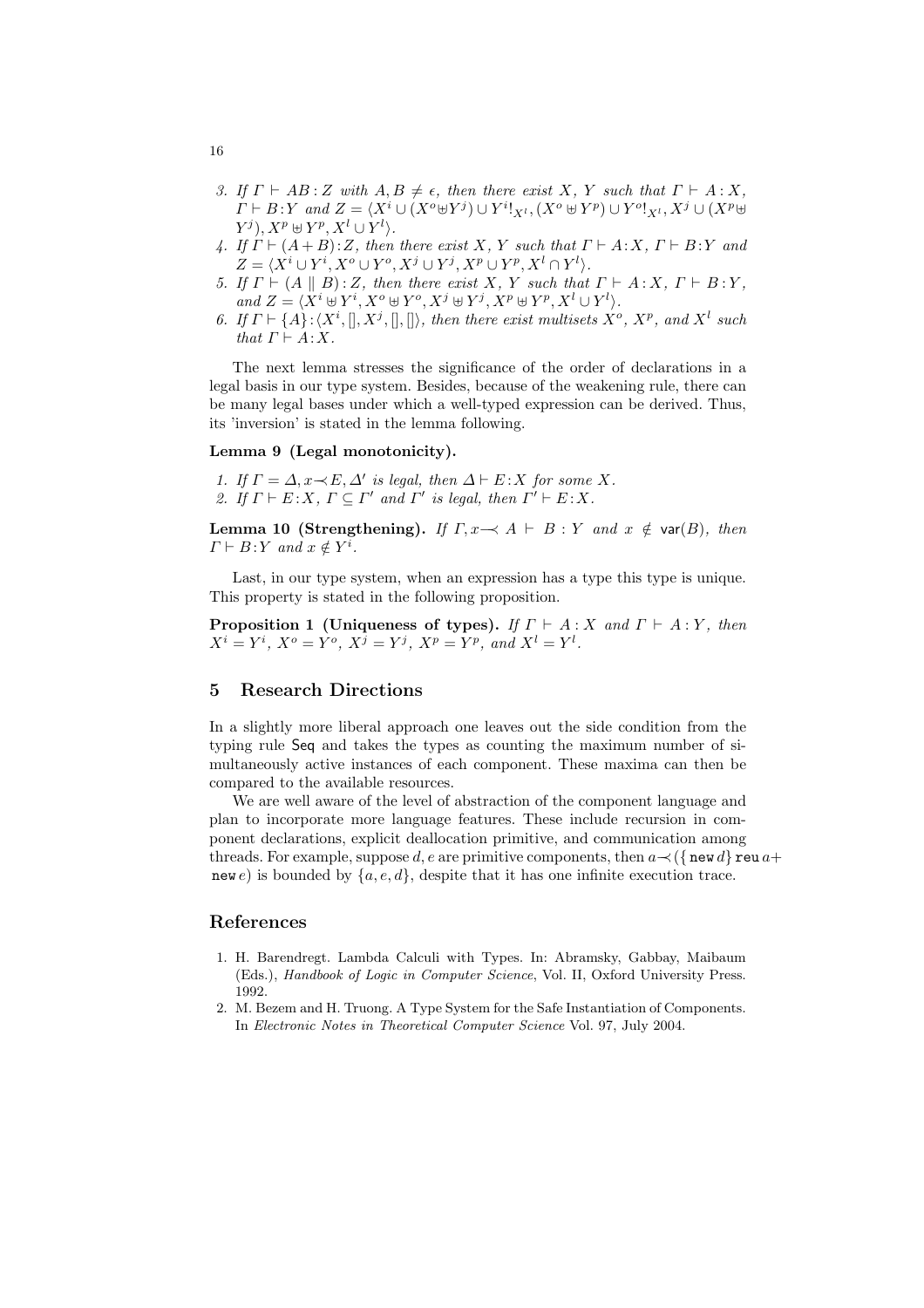3. If $\Gamma \vdash AB : Z$ with $A, B \neq \epsilon$, then there exist $X$, $Y$ such that $\Gamma \vdash A : X$, $\Gamma \vdash B : Y$ and $Z = \langle X^i \cup (X^o \uplus Y^j) \cup Y^i!_{X^l}, (X^o \uplus Y^p) \cup Y^o!_{X^l}, X^j \cup (X^p \uplus Y^j), X^p \uplus Y^p, X^l \cup Y^l \rangle$.
4. If $\Gamma \vdash (A + B) : Z$, then there exist $X$, $Y$ such that $\Gamma \vdash A : X$, $\Gamma \vdash B : Y$ and $Z = \langle X^i \cup Y^i, X^o \cup Y^o, X^j \cup Y^j, X^p \cup Y^p, X^l \cap Y^l \rangle$.
5. If $\Gamma \vdash (A \parallel B) : Z$, then there exist $X$, $Y$ such that $\Gamma \vdash A : X$, $\Gamma \vdash B : Y$, and $Z = \langle X^i \uplus Y^i, X^o \uplus Y^o, X^j \uplus Y^j, X^p \uplus Y^p, X^l \cup Y^l \rangle$.
6. If $\Gamma \vdash \{A\} : \langle X^i, [], X^j, [], [] \rangle$, then there exist multisets $X^o$, $X^p$, and $X^l$ such that $\Gamma \vdash A : X$.

The next lemma stresses the significance of the order of declarations in a legal basis in our type system. Besides, because of the weakening rule, there can be many legal bases under which a well-typed expression can be derived. Thus, its 'inversion' is stated in the lemma following.

**Lemma 9 (Legal monotonicity).**

1. *If $\Gamma = \Delta, x \prec E, \Delta'$ is legal, then $\Delta \vdash E : X$ for some $X$.*
2. *If $\Gamma \vdash E : X$, $\Gamma \subseteq \Gamma'$ and $\Gamma'$ is legal, then $\Gamma' \vdash E : X$.*

**Lemma 10 (Strengthening).** *If $\Gamma, x \prec A \vdash B : Y$ and $x \notin \mathsf{var}(B)$, then $\Gamma \vdash B : Y$ and $x \notin Y^i$.*

Last, in our type system, when an expression has a type this type is unique. This property is stated in the following proposition.

**Proposition 1 (Uniqueness of types).** *If $\Gamma \vdash A : X$ and $\Gamma \vdash A : Y$, then $X^i = Y^i$, $X^o = Y^o$, $X^j = Y^j$, $X^p = Y^p$, and $X^l = Y^l$.*

## 5 Research Directions

In a slightly more liberal approach one leaves out the side condition from the typing rule Seq and takes the types as counting the maximum number of simultaneously active instances of each component. These maxima can then be compared to the available resources.

We are well aware of the level of abstraction of the component language and plan to incorporate more language features. These include recursion in component declarations, explicit deallocation primitive, and communication among threads. For example, suppose $d, e$ are primitive components, then $a \prec (\{\texttt{new}\, d\}\, \texttt{reu}\, a + \texttt{new}\, e)$ is bounded by $\{a, e, d\}$, despite that it has one infinite execution trace.

## References

1. H. Barendregt. Lambda Calculi with Types. In: Abramsky, Gabbay, Maibaum (Eds.), *Handbook of Logic in Computer Science*, Vol. II, Oxford University Press. 1992.
2. M. Bezem and H. Truong. A Type System for the Safe Instantiation of Components. In *Electronic Notes in Theoretical Computer Science* Vol. 97, July 2004.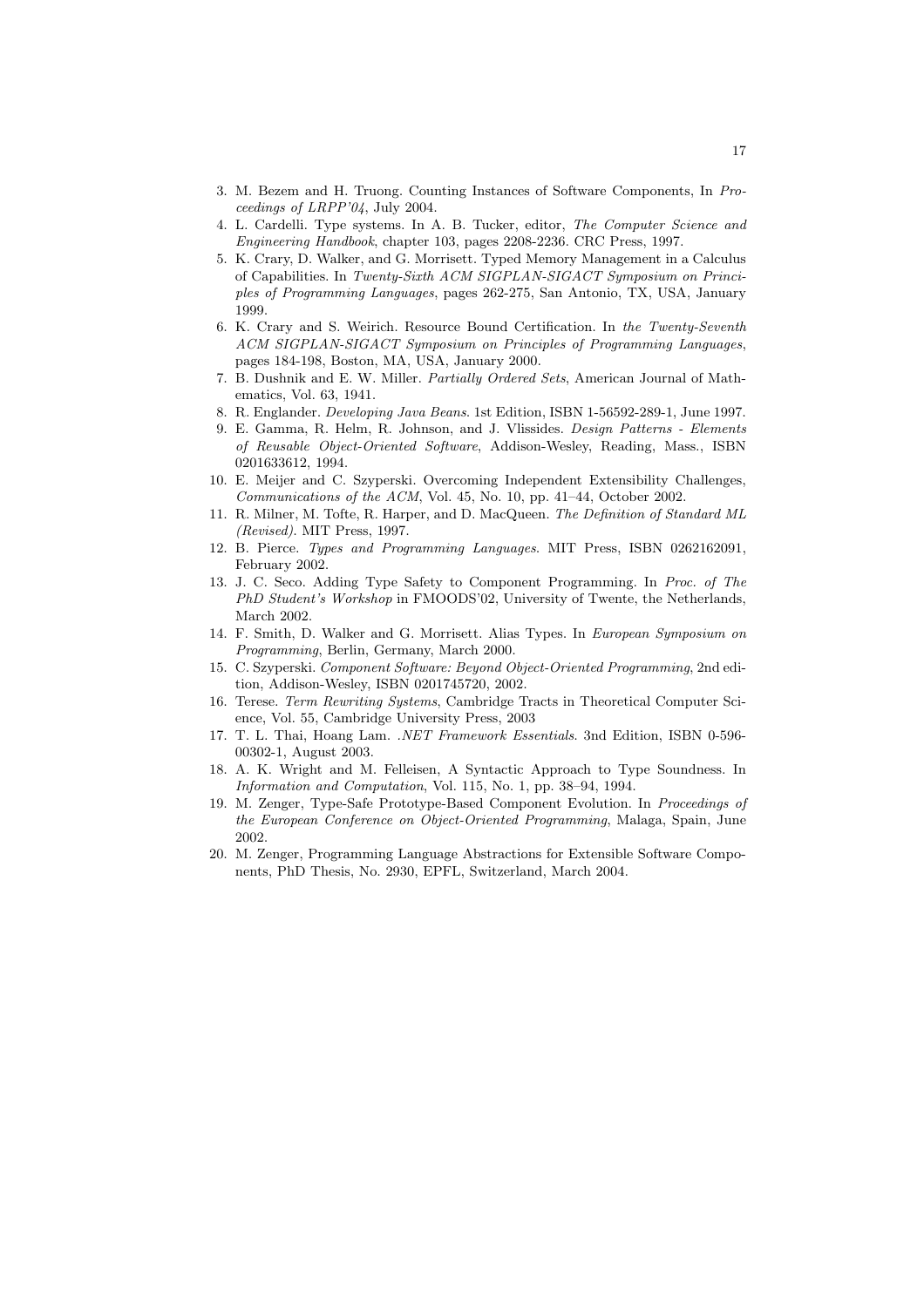3. M. Bezem and H. Truong. Counting Instances of Software Components, In *Proceedings of LRPP'04*, July 2004.
4. L. Cardelli. Type systems. In A. B. Tucker, editor, *The Computer Science and Engineering Handbook*, chapter 103, pages 2208-2236. CRC Press, 1997.
5. K. Crary, D. Walker, and G. Morrisett. Typed Memory Management in a Calculus of Capabilities. In *Twenty-Sixth ACM SIGPLAN-SIGACT Symposium on Principles of Programming Languages*, pages 262-275, San Antonio, TX, USA, January 1999.
6. K. Crary and S. Weirich. Resource Bound Certification. In *the Twenty-Seventh ACM SIGPLAN-SIGACT Symposium on Principles of Programming Languages*, pages 184-198, Boston, MA, USA, January 2000.
7. B. Dushnik and E. W. Miller. *Partially Ordered Sets*, American Journal of Mathematics, Vol. 63, 1941.
8. R. Englander. *Developing Java Beans*. 1st Edition, ISBN 1-56592-289-1, June 1997.
9. E. Gamma, R. Helm, R. Johnson, and J. Vlissides. *Design Patterns - Elements of Reusable Object-Oriented Software*, Addison-Wesley, Reading, Mass., ISBN 0201633612, 1994.
10. E. Meijer and C. Szyperski. Overcoming Independent Extensibility Challenges, *Communications of the ACM*, Vol. 45, No. 10, pp. 41–44, October 2002.
11. R. Milner, M. Tofte, R. Harper, and D. MacQueen. *The Definition of Standard ML (Revised)*. MIT Press, 1997.
12. B. Pierce. *Types and Programming Languages*. MIT Press, ISBN 0262162091, February 2002.
13. J. C. Seco. Adding Type Safety to Component Programming. In *Proc. of The PhD Student's Workshop* in FMOODS'02, University of Twente, the Netherlands, March 2002.
14. F. Smith, D. Walker and G. Morrisett. Alias Types. In *European Symposium on Programming*, Berlin, Germany, March 2000.
15. C. Szyperski. *Component Software: Beyond Object-Oriented Programming*, 2nd edition, Addison-Wesley, ISBN 0201745720, 2002.
16. Terese. *Term Rewriting Systems*, Cambridge Tracts in Theoretical Computer Science, Vol. 55, Cambridge University Press, 2003
17. T. L. Thai, Hoang Lam. *.NET Framework Essentials*. 3nd Edition, ISBN 0-596-00302-1, August 2003.
18. A. K. Wright and M. Felleisen, A Syntactic Approach to Type Soundness. In *Information and Computation*, Vol. 115, No. 1, pp. 38–94, 1994.
19. M. Zenger, Type-Safe Prototype-Based Component Evolution. In *Proceedings of the European Conference on Object-Oriented Programming*, Malaga, Spain, June 2002.
20. M. Zenger, Programming Language Abstractions for Extensible Software Components, PhD Thesis, No. 2930, EPFL, Switzerland, March 2004.